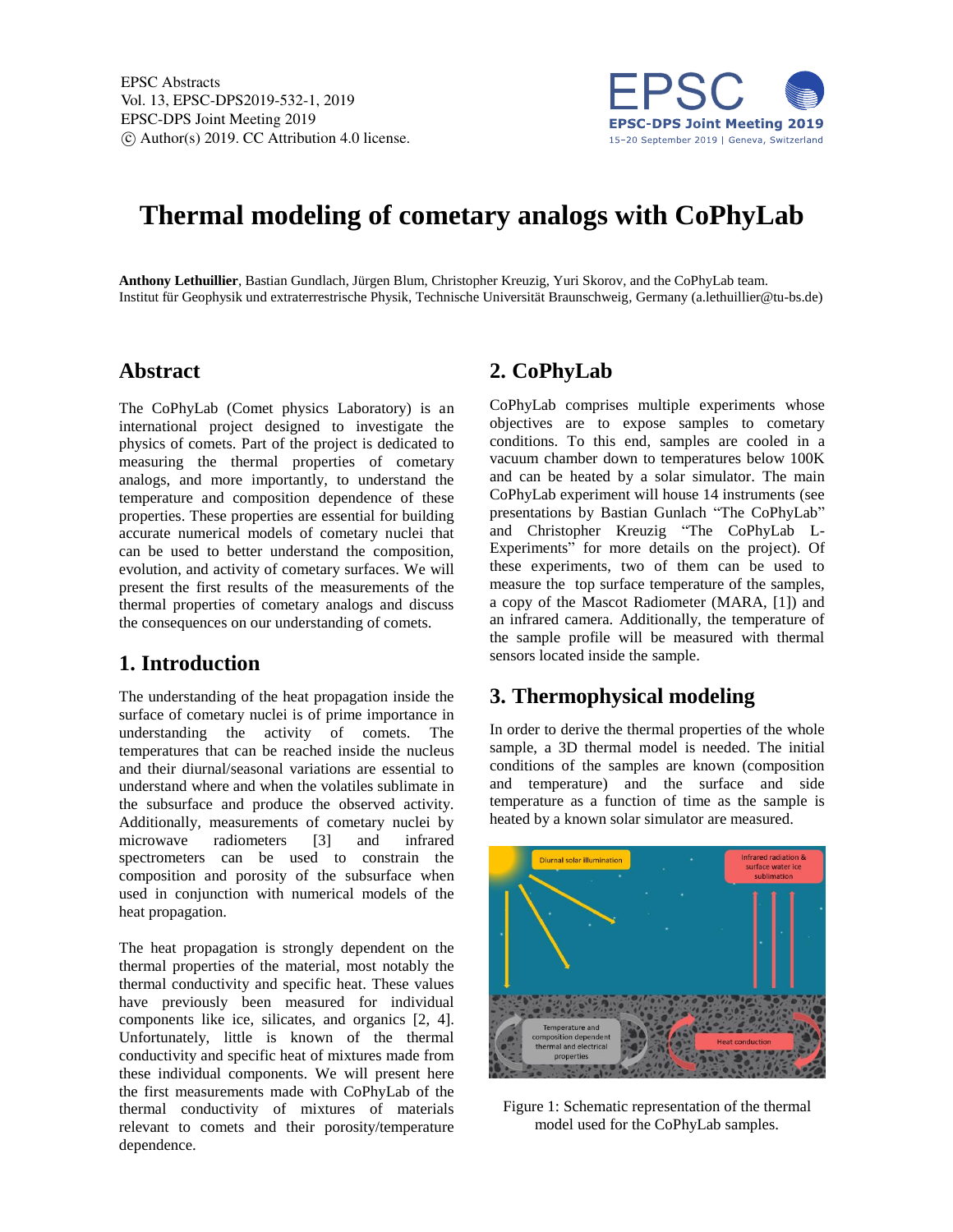# Thermal modeling of cometary analogs with CoPhyLab

**Anthony Lethuillier**, Bastian Gundlach, Jürgen Blum, Christopher Kreuzig, Yuri Skorov, and the CoPhyLab team.
Institut für Geophysik und extraterrestrische Physik, Technische Universität Braunschweig, Germany (a.lethuillier@tu-bs.de)

## Abstract

The CoPhyLab (Comet physics Laboratory) is an international project designed to investigate the physics of comets. Part of the project is dedicated to measuring the thermal properties of cometary analogs, and more importantly, to understand the temperature and composition dependence of these properties. These properties are essential for building accurate numerical models of cometary nuclei that can be used to better understand the composition, evolution, and activity of cometary surfaces. We will present the first results of the measurements of the thermal properties of cometary analogs and discuss the consequences on our understanding of comets.

## 1. Introduction

The understanding of the heat propagation inside the surface of cometary nuclei is of prime importance in understanding the activity of comets. The temperatures that can be reached inside the nucleus and their diurnal/seasonal variations are essential to understand where and when the volatiles sublimate in the subsurface and produce the observed activity. Additionally, measurements of cometary nuclei by microwave radiometers [3] and infrared spectrometers can be used to constrain the composition and porosity of the subsurface when used in conjunction with numerical models of the heat propagation.

The heat propagation is strongly dependent on the thermal properties of the material, most notably the thermal conductivity and specific heat. These values have previously been measured for individual components like ice, silicates, and organics [2, 4]. Unfortunately, little is known of the thermal conductivity and specific heat of mixtures made from these individual components. We will present here the first measurements made with CoPhyLab of the thermal conductivity of mixtures of materials relevant to comets and their porosity/temperature dependence.

## 2. CoPhyLab

CoPhyLab comprises multiple experiments whose objectives are to expose samples to cometary conditions. To this end, samples are cooled in a vacuum chamber down to temperatures below 100K and can be heated by a solar simulator. The main CoPhyLab experiment will house 14 instruments (see presentations by Bastian Gunlach "The CoPhyLab" and Christopher Kreuzig "The CoPhyLab L-Experiments" for more details on the project). Of these experiments, two of them can be used to measure the top surface temperature of the samples, a copy of the Mascot Radiometer (MARA, [1]) and an infrared camera. Additionally, the temperature of the sample profile will be measured with thermal sensors located inside the sample.

## 3. Thermophysical modeling

In order to derive the thermal properties of the whole sample, a 3D thermal model is needed. The initial conditions of the samples are known (composition and temperature) and the surface and side temperature as a function of time as the sample is heated by a known solar simulator are measured.

Figure 1: Schematic representation of the thermal model used for the CoPhyLab samples.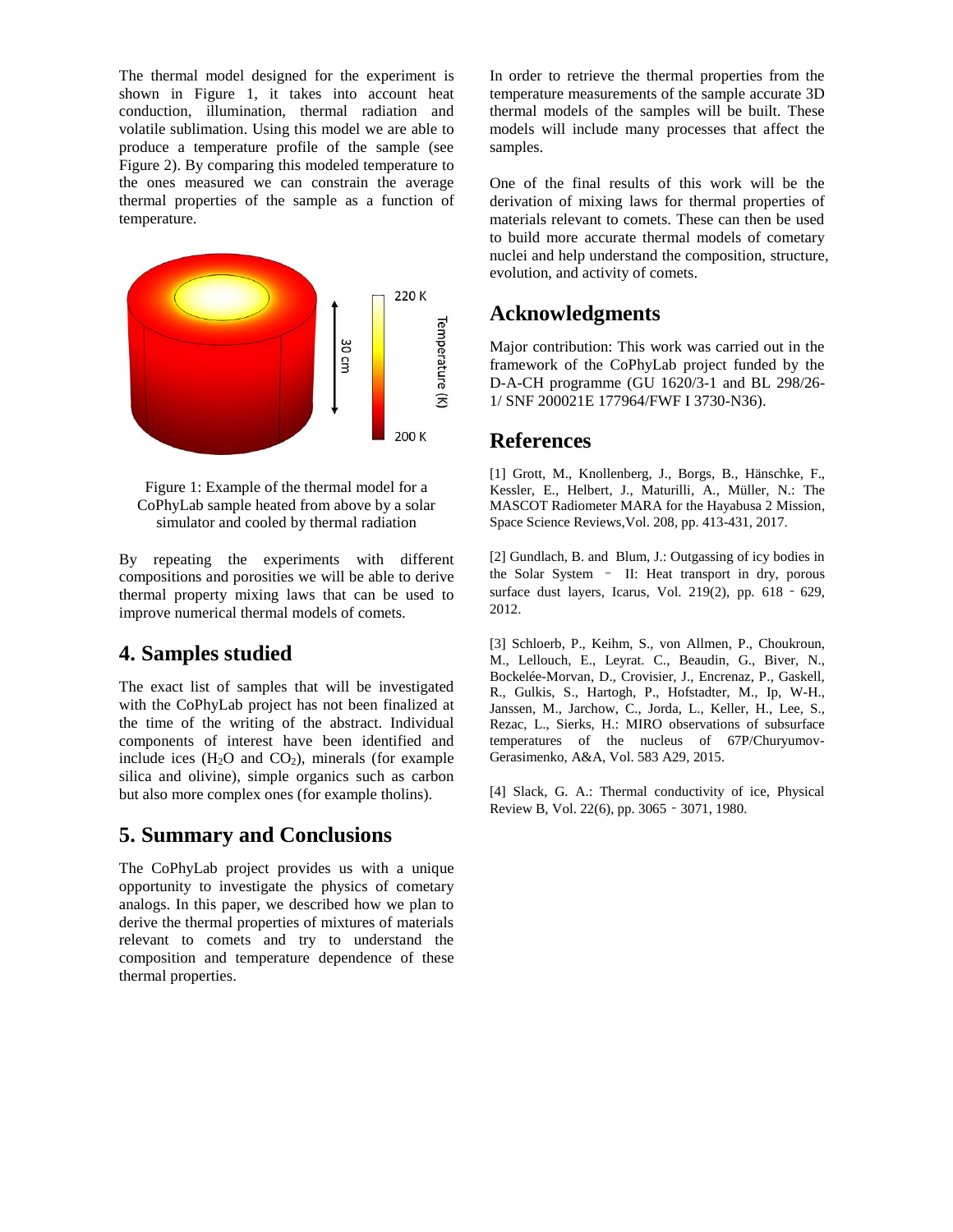The thermal model designed for the experiment is shown in Figure 1, it takes into account heat conduction, illumination, thermal radiation and volatile sublimation. Using this model we are able to produce a temperature profile of the sample (see Figure 2). By comparing this modeled temperature to the ones measured we can constrain the average thermal properties of the sample as a function of temperature.

220 K

30 cm

Temperature (K)

200 K

Figure 1: Example of the thermal model for a CoPhyLab sample heated from above by a solar simulator and cooled by thermal radiation

By repeating the experiments with different compositions and porosities we will be able to derive thermal property mixing laws that can be used to improve numerical thermal models of comets.

## 4. Samples studied

The exact list of samples that will be investigated with the CoPhyLab project has not been finalized at the time of the writing of the abstract. Individual components of interest have been identified and include ices ($H_2O$ and $CO_2$), minerals (for example silica and olivine), simple organics such as carbon but also more complex ones (for example tholins).

## 5. Summary and Conclusions

The CoPhyLab project provides us with a unique opportunity to investigate the physics of cometary analogs. In this paper, we described how we plan to derive the thermal properties of mixtures of materials relevant to comets and try to understand the composition and temperature dependence of these thermal properties.

In order to retrieve the thermal properties from the temperature measurements of the sample accurate 3D thermal models of the samples will be built. These models will include many processes that affect the samples.

One of the final results of this work will be the derivation of mixing laws for thermal properties of materials relevant to comets. These can then be used to build more accurate thermal models of cometary nuclei and help understand the composition, structure, evolution, and activity of comets.

## Acknowledgments

Major contribution: This work was carried out in the framework of the CoPhyLab project funded by the D-A-CH programme (GU 1620/3-1 and BL 298/26-1/ SNF 200021E 177964/FWF I 3730-N36).

## References

[1] Grott, M., Knollenberg, J., Borgs, B., Hänschke, F., Kessler, E., Helbert, J., Maturilli, A., Müller, N.: The MASCOT Radiometer MARA for the Hayabusa 2 Mission, Space Science Reviews,Vol. 208, pp. 413-431, 2017.

[2] Gundlach, B. and Blum, J.: Outgassing of icy bodies in the Solar System – II: Heat transport in dry, porous surface dust layers, Icarus, Vol. 219(2), pp. 618 - 629, 2012.

[3] Schloerb, P., Keihm, S., von Allmen, P., Choukroun, M., Lellouch, E., Leyrat. C., Beaudin, G., Biver, N., Bockelée-Morvan, D., Crovisier, J., Encrenaz, P., Gaskell, R., Gulkis, S., Hartogh, P., Hofstadter, M., Ip, W-H., Janssen, M., Jarchow, C., Jorda, L., Keller, H., Lee, S., Rezac, L., Sierks, H.: MIRO observations of subsurface temperatures of the nucleus of 67P/Churyumov-Gerasimenko, A&A, Vol. 583 A29, 2015.

[4] Slack, G. A.: Thermal conductivity of ice, Physical Review B, Vol. 22(6), pp. 3065 - 3071, 1980.